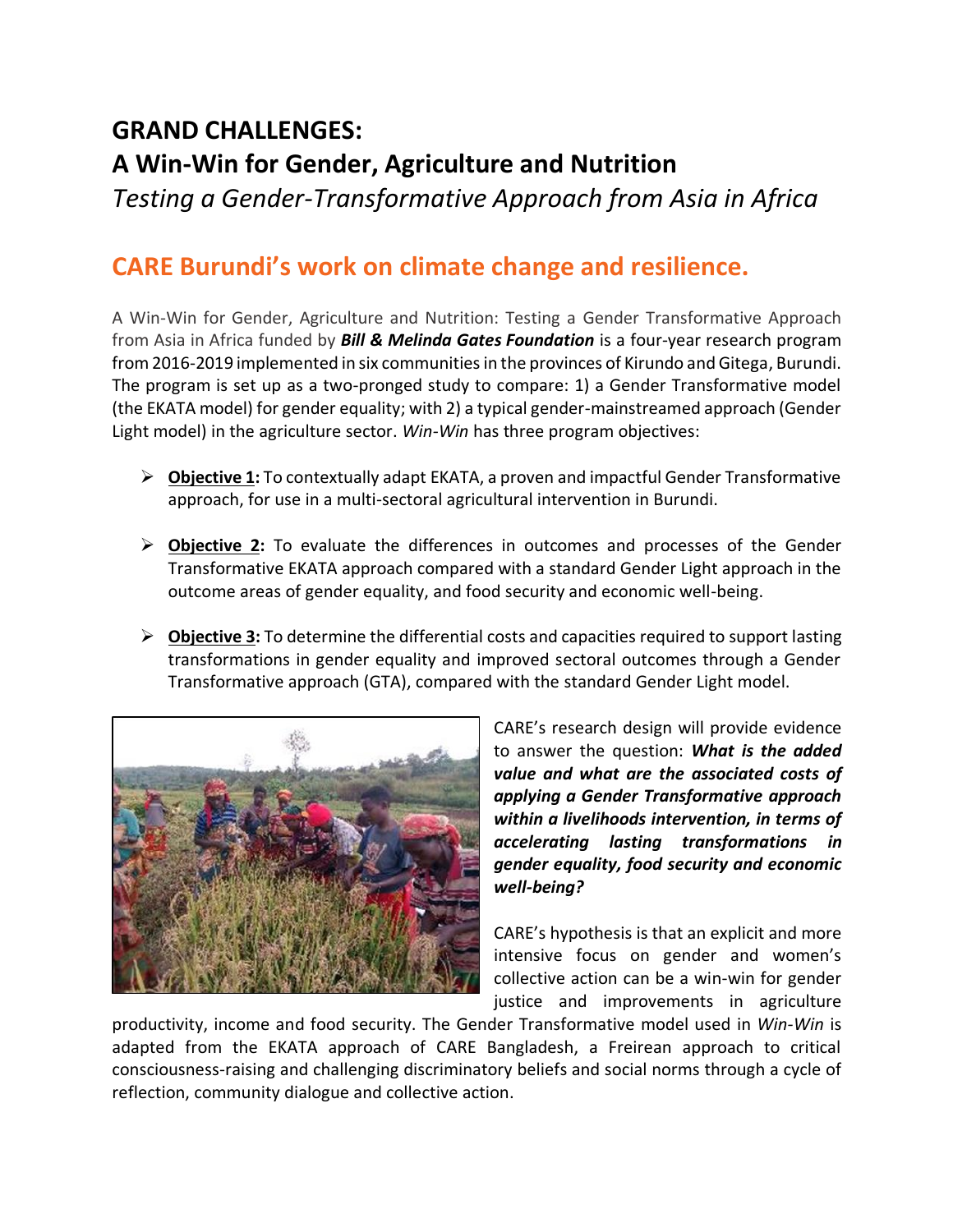# GRAND CHALLENGES:
# A Win-Win for Gender, Agriculture and Nutrition
*Testing a Gender-Transformative Approach from Asia in Africa*

## CARE Burundi's work on climate change and resilience.

A Win-Win for Gender, Agriculture and Nutrition: Testing a Gender Transformative Approach from Asia in Africa funded by ***Bill & Melinda Gates Foundation*** is a four-year research program from 2016-2019 implemented in six communities in the provinces of Kirundo and Gitega, Burundi. The program is set up as a two-pronged study to compare: 1) a Gender Transformative model (the EKATA model) for gender equality; with 2) a typical gender-mainstreamed approach (Gender Light model) in the agriculture sector. *Win-Win* has three program objectives:

- **Objective 1:** To contextually adapt EKATA, a proven and impactful Gender Transformative approach, for use in a multi-sectoral agricultural intervention in Burundi.
- **Objective 2:** To evaluate the differences in outcomes and processes of the Gender Transformative EKATA approach compared with a standard Gender Light approach in the outcome areas of gender equality, and food security and economic well-being.
- **Objective 3:** To determine the differential costs and capacities required to support lasting transformations in gender equality and improved sectoral outcomes through a Gender Transformative approach (GTA), compared with the standard Gender Light model.

CARE's research design will provide evidence to answer the question: ***What is the added value and what are the associated costs of applying a Gender Transformative approach within a livelihoods intervention, in terms of accelerating lasting transformations in gender equality, food security and economic well-being?***

CARE's hypothesis is that an explicit and more intensive focus on gender and women's collective action can be a win-win for gender justice and improvements in agriculture productivity, income and food security. The Gender Transformative model used in *Win-Win* is adapted from the EKATA approach of CARE Bangladesh, a Freirean approach to critical consciousness-raising and challenging discriminatory beliefs and social norms through a cycle of reflection, community dialogue and collective action.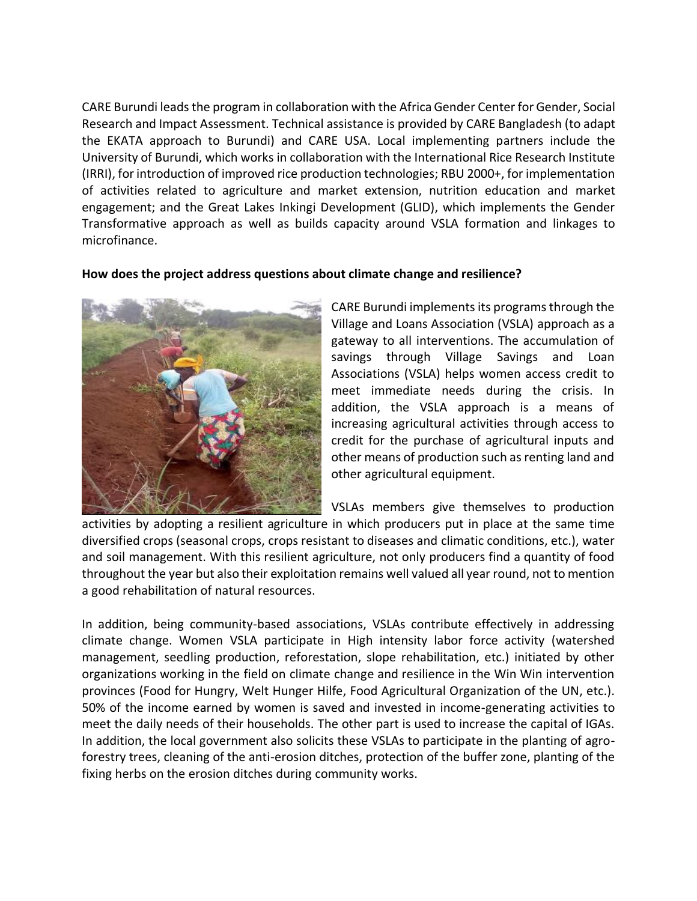CARE Burundi leads the program in collaboration with the Africa Gender Center for Gender, Social Research and Impact Assessment. Technical assistance is provided by CARE Bangladesh (to adapt the EKATA approach to Burundi) and CARE USA. Local implementing partners include the University of Burundi, which works in collaboration with the International Rice Research Institute (IRRI), for introduction of improved rice production technologies; RBU 2000+, for implementation of activities related to agriculture and market extension, nutrition education and market engagement; and the Great Lakes Inkingi Development (GLID), which implements the Gender Transformative approach as well as builds capacity around VSLA formation and linkages to microfinance.

**How does the project address questions about climate change and resilience?**

CARE Burundi implements its programs through the Village and Loans Association (VSLA) approach as a gateway to all interventions. The accumulation of savings through Village Savings and Loan Associations (VSLA) helps women access credit to meet immediate needs during the crisis. In addition, the VSLA approach is a means of increasing agricultural activities through access to credit for the purchase of agricultural inputs and other means of production such as renting land and other agricultural equipment.

VSLAs members give themselves to production activities by adopting a resilient agriculture in which producers put in place at the same time diversified crops (seasonal crops, crops resistant to diseases and climatic conditions, etc.), water and soil management. With this resilient agriculture, not only producers find a quantity of food throughout the year but also their exploitation remains well valued all year round, not to mention a good rehabilitation of natural resources.

In addition, being community-based associations, VSLAs contribute effectively in addressing climate change. Women VSLA participate in High intensity labor force activity (watershed management, seedling production, reforestation, slope rehabilitation, etc.) initiated by other organizations working in the field on climate change and resilience in the Win Win intervention provinces (Food for Hungry, Welt Hunger Hilfe, Food Agricultural Organization of the UN, etc.). 50% of the income earned by women is saved and invested in income-generating activities to meet the daily needs of their households. The other part is used to increase the capital of IGAs. In addition, the local government also solicits these VSLAs to participate in the planting of agro-forestry trees, cleaning of the anti-erosion ditches, protection of the buffer zone, planting of the fixing herbs on the erosion ditches during community works.